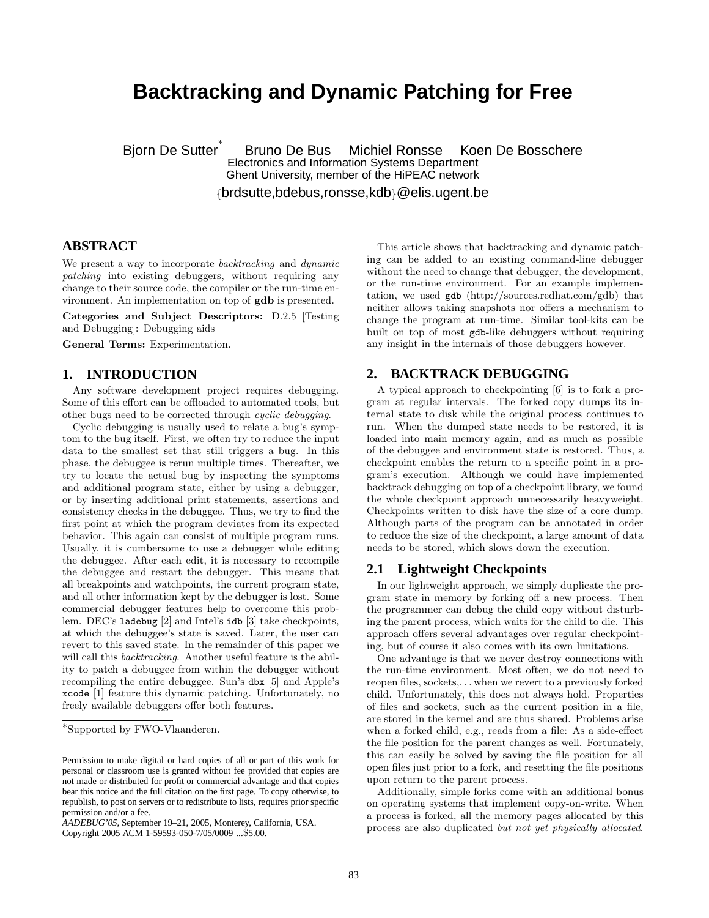# Backtracking and Dynamic Patching for Free

Bjorn De Sutter[*] Bruno De Bus Michiel Ronsse Koen De Bosschere
Electronics and Information Systems Department
Ghent University, member of the HiPEAC network
{brdsutte,bdebus,ronsse,kdb}@elis.ugent.be

## ABSTRACT

We present a way to incorporate *backtracking* and *dynamic patching* into existing debuggers, without requiring any change to their source code, the compiler or the run-time environment. An implementation on top of **gdb** is presented.

**Categories and Subject Descriptors:** D.2.5 [Testing and Debugging]: Debugging aids

**General Terms:** Experimentation.

## 1. INTRODUCTION

Any software development project requires debugging. Some of this effort can be offloaded to automated tools, but other bugs need to be corrected through *cyclic debugging*.

Cyclic debugging is usually used to relate a bug's symptom to the bug itself. First, we often try to reduce the input data to the smallest set that still triggers a bug. In this phase, the debuggee is rerun multiple times. Thereafter, we try to locate the actual bug by inspecting the symptoms and additional program state, either by using a debugger, or by inserting additional print statements, assertions and consistency checks in the debuggee. Thus, we try to find the first point at which the program deviates from its expected behavior. This again can consist of multiple program runs. Usually, it is cumbersome to use a debugger while editing the debuggee. After each edit, it is necessary to recompile the debuggee and restart the debugger. This means that all breakpoints and watchpoints, the current program state, and all other information kept by the debugger is lost. Some commercial debugger features help to overcome this problem. DEC's `ladebug` [2] and Intel's `idb` [3] take checkpoints, at which the debuggee's state is saved. Later, the user can revert to this saved state. In the remainder of this paper we will call this *backtracking*. Another useful feature is the ability to patch a debuggee from within the debugger without recompiling the entire debuggee. Sun's `dbx` [5] and Apple's `xcode` [1] feature this dynamic patching. Unfortunately, no freely available debuggers offer both features.

[*]Supported by FWO-Vlaanderen.

Permission to make digital or hard copies of all or part of this work for personal or classroom use is granted without fee provided that copies are not made or distributed for profit or commercial advantage and that copies bear this notice and the full citation on the first page. To copy otherwise, to republish, to post on servers or to redistribute to lists, requires prior specific permission and/or a fee.
*AADEBUG'05*, September 19–21, 2005, Monterey, California, USA.
Copyright 2005 ACM 1-59593-050-7/05/0009 ...$5.00.

This article shows that backtracking and dynamic patching can be added to an existing command-line debugger without the need to change that debugger, the development, or the run-time environment. For an example implementation, we used `gdb` (http://sources.redhat.com/gdb) that neither allows taking snapshots nor offers a mechanism to change the program at run-time. Similar tool-kits can be built on top of most `gdb`-like debuggers without requiring any insight in the internals of those debuggers however.

## 2. BACKTRACK DEBUGGING

A typical approach to checkpointing [6] is to fork a program at regular intervals. The forked copy dumps its internal state to disk while the original process continues to run. When the dumped state needs to be restored, it is loaded into main memory again, and as much as possible of the debuggee and environment state is restored. Thus, a checkpoint enables the return to a specific point in a program's execution. Although we could have implemented backtrack debugging on top of a checkpoint library, we found the whole checkpoint approach unnecessarily heavyweight. Checkpoints written to disk have the size of a core dump. Although parts of the program can be annotated in order to reduce the size of the checkpoint, a large amount of data needs to be stored, which slows down the execution.

### 2.1 Lightweight Checkpoints

In our lightweight approach, we simply duplicate the program state in memory by forking off a new process. Then the programmer can debug the child copy without disturbing the parent process, which waits for the child to die. This approach offers several advantages over regular checkpointing, but of course it also comes with its own limitations.

One advantage is that we never destroy connections with the run-time environment. Most often, we do not need to reopen files, sockets,... when we revert to a previously forked child. Unfortunately, this does not always hold. Properties of files and sockets, such as the current position in a file, are stored in the kernel and are thus shared. Problems arise when a forked child, e.g., reads from a file: As a side-effect the file position for the parent changes as well. Fortunately, this can easily be solved by saving the file position for all open files just prior to a fork, and resetting the file positions upon return to the parent process.

Additionally, simple forks come with an additional bonus on operating systems that implement copy-on-write. When a process is forked, all the memory pages allocated by this process are also duplicated *but not yet physically allocated*.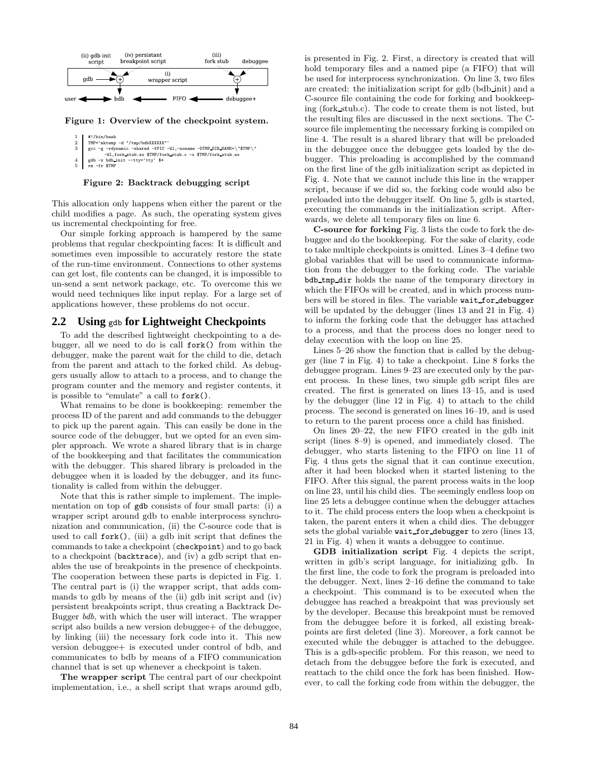Figure 1: Overview of the checkpoint system.

```
1  #!/bin/bash
2  TMP=`mktemp -d "/tmp/bdbXXXXXX"`
3  gcc -g -rdynamic -shared -fPIC -Wl,-soname -DTMP_DIR_NAME=\"$TMP\"
       -Wl,fork_stub.so $TMP/fork_stub.c -o $TMP/fork_stub.so
4  gdb -x bdb_init --tty=`tty` $*
5  rm -fr $TMP
```

**Figure 2: Backtrack debugging script**

This allocation only happens when either the parent or the child modifies a page. As such, the operating system gives us incremental checkpointing for free.

Our simple forking approach is hampered by the same problems that regular checkpointing faces: It is difficult and sometimes even impossible to accurately restore the state of the run-time environment. Connections to other systems can get lost, file contents can be changed, it is impossible to un-send a sent network package, etc. To overcome this we would need techniques like input replay. For a large set of applications however, these problems do not occur.

## 2.2 Using gdb for Lightweight Checkpoints

To add the described lightweight checkpointing to a debugger, all we need to do is call `fork()` from within the debugger, make the parent wait for the child to die, detach from the parent and attach to the forked child. As debuggers usually allow to attach to a process, and to change the program counter and the memory and register contents, it is possible to "emulate" a call to `fork()`.

What remains to be done is bookkeeping: remember the process ID of the parent and add commands to the debugger to pick up the parent again. This can easily be done in the source code of the debugger, but we opted for an even simpler approach. We wrote a shared library that is in charge of the bookkeeping and that facilitates the communication with the debugger. This shared library is preloaded in the debuggee when it is loaded by the debugger, and its functionality is called from within the debugger.

Note that this is rather simple to implement. The implementation on top of `gdb` consists of four small parts: (i) a wrapper script around gdb to enable interprocess synchronization and communication, (ii) the C-source code that is used to call `fork()`, (iii) a gdb init script that defines the commands to take a checkpoint (`checkpoint`) and to go back to a checkpoint (`backtrace`), and (iv) a gdb script that enables the use of breakpoints in the presence of checkpoints. The cooperation between these parts is depicted in Fig. 1. The central part is (i) the wrapper script, that adds commands to gdb by means of the (ii) gdb init script and (iv) persistent breakpoints script, thus creating a Backtrack DeBugger *bdb*, with which the user will interact. The wrapper script also builds a new version debuggee+ of the debuggee, by linking (iii) the necessary fork code into it. This new version debuggee+ is executed under control of bdb, and communicates to bdb by means of a FIFO communication channel that is set up whenever a checkpoint is taken.

**The wrapper script** The central part of our checkpoint implementation, i.e., a shell script that wraps around gdb, is presented in Fig. 2. First, a directory is created that will hold temporary files and a named pipe (a FIFO) that will be used for interprocess synchronization. On line 3, two files are created: the initialization script for gdb (bdb_init) and a C-source file containing the code for forking and bookkeeping (fork_stub.c). The code to create them is not listed, but the resulting files are discussed in the next sections. The C-source file implementing the necessary forking is compiled on line 4. The result is a shared library that will be preloaded in the debuggee once the debuggee gets loaded by the debugger. This preloading is accomplished by the command on the first line of the gdb initialization script as depicted in Fig. 4. Note that we cannot include this line in the wrapper script, because if we did so, the forking code would also be preloaded into the debugger itself. On line 5, gdb is started, executing the commands in the initialization script. Afterwards, we delete all temporary files on line 6.

**C-source for forking** Fig. 3 lists the code to fork the debuggee and do the bookkeeping. For the sake of clarity, code to take multiple checkpoints is omitted. Lines 3–4 define two global variables that will be used to communicate information from the debugger to the forking code. The variable `bdb_tmp_dir` holds the name of the temporary directory in which the FIFOs will be created, and in which process numbers will be stored in files. The variable `wait_for_debugger` will be updated by the debugger (lines 13 and 21 in Fig. 4) to inform the forking code that the debugger has attached to a process, and that the process does no longer need to delay execution with the loop on line 25.

Lines 5–26 show the function that is called by the debugger (line 7 in Fig. 4) to take a checkpoint. Line 8 forks the debuggee program. Lines 9–23 are executed only by the parent process. In these lines, two simple gdb script files are created. The first is generated on lines 13–15, and is used by the debugger (line 12 in Fig. 4) to attach to the child process. The second is generated on lines 16–19, and is used to return to the parent process once a child has finished.

On lines 20–22, the new FIFO created in the gdb init script (lines 8–9) is opened, and immediately closed. The debugger, who starts listening to the FIFO on line 11 of Fig. 4 thus gets the signal that it can continue execution, after it had been blocked when it started listening to the FIFO. After this signal, the parent process waits in the loop on line 23, until his child dies. The seemingly endless loop on line 25 lets a debuggee continue when the debugger attaches to it. The child process enters the loop when a checkpoint is taken, the parent enters it when a child dies. The debugger sets the global variable `wait_for_debugger` to zero (lines 13, 21 in Fig. 4) when it wants a debuggee to continue.

**GDB initialization script** Fig. 4 depicts the script, written in gdb's script language, for initializing gdb. In the first line, the code to fork the program is preloaded into the debugger. Next, lines 2–16 define the command to take a checkpoint. This command is to be executed when the debuggee has reached a breakpoint that was previously set by the developer. Because this breakpoint must be removed from the debuggee before it is forked, all existing breakpoints are first deleted (line 3). Moreover, a fork cannot be executed while the debugger is attached to the debuggee. This is a gdb-specific problem. For this reason, we need to detach from the debuggee before the fork is executed, and reattach to the child once the fork has been finished. However, to call the forking code from within the debugger, the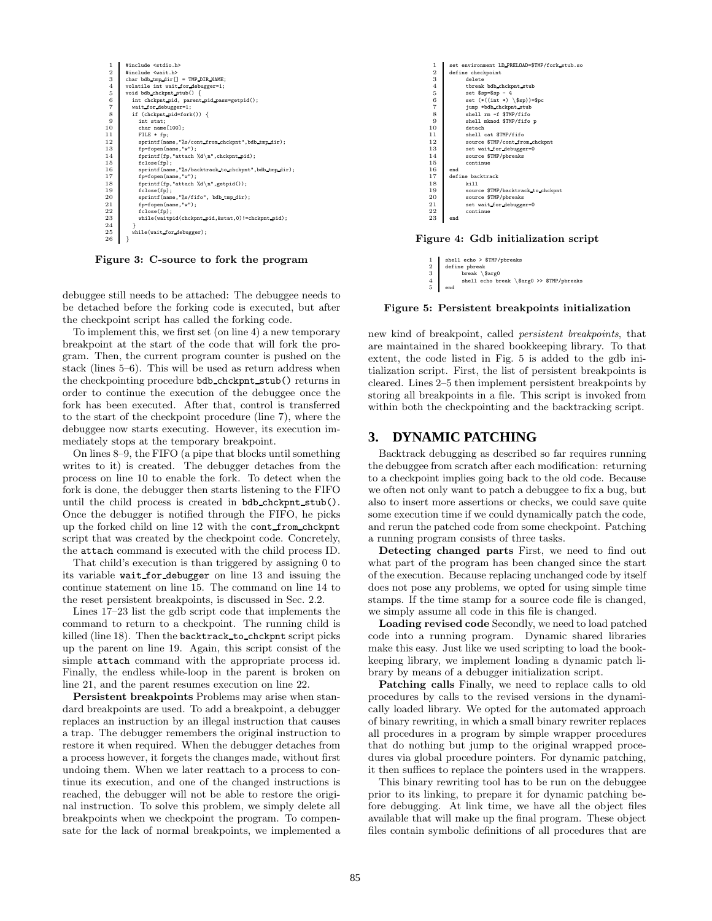```
1  #include <stdio.h>
2  #include <wait.h>
3  char bdb_tmp_dir[] = TMP_DIR_NAME;
4  volatile int wait_for_debugger=1;
5  void bdb_chckpnt_stub() {
6    int chckpnt_pid, parent_pid_pass=getpid();
7    wait_for_debugger=1;
8    if (chckpnt_pid=fork()) {
9      int stat;
10     char name[100];
11     FILE * fp;
12     sprintf(name,"%s/cont_from_chckpnt",bdb_tmp_dir);
13     fp=fopen(name,"w");
14     fprintf(fp,"attach %d\n",chckpnt_pid);
15     fclose(fp);
16     sprintf(name,"%s/backtrack_to_chckpnt",bdb_tmp_dir);
17     fp=fopen(name,"w");
18     fprintf(fp,"attach %d\n",getpid());
19     fclose(fp);
20     sprintf(name,"%s/fifo", bdb_tmp_dir);
21     fp=fopen(name,"w");
22     fclose(fp);
23     while(waitpid(chckpnt_pid,&stat,0)!=chckpnt_pid);
24   }
25   while(wait_for_debugger);
26 }
```

**Figure 3: C-source to fork the program**

```
1  set environment LD_PRELOAD=$TMP/fork_stub.so
2  define checkpoint
3        delete
4        tbreak bdb_chckpnt_stub
5        set $sp=$sp - 4
6        set (*((int *) \$sp))=$pc
7        jump *bdb_chckpnt_stub
8        shell rm -f $TMP/fifo
9        shell mknod $TMP/fifo p
10       detach
11       shell cat $TMP/fifo
12       source $TMP/cont_from_chckpnt
13       set wait_for_debugger=0
14       source $TMP/pbreaks
15       continue
16 end
17 define backtrack
18       kill
19       source $TMP/backtrack_to_chckpnt
20       source $TMP/pbreaks
21       set wait_for_debugger=0
22       continue
23 end
```

**Figure 4: Gdb initialization script**

```
1  shell echo > $TMP/pbreaks
2  define pbreak
3        break \$arg0
4        shell echo break \$arg0 >> $TMP/pbreaks
5  end
```

**Figure 5: Persistent breakpoints initialization**

debuggee still needs to be attached: The debuggee needs to be detached before the forking code is executed, but after the checkpoint script has called the forking code.

To implement this, we first set (on line 4) a new temporary breakpoint at the start of the code that will fork the program. Then, the current program counter is pushed on the stack (lines 5–6). This will be used as return address when the checkpointing procedure `bdb_chckpnt_stub()` returns in order to continue the execution of the debuggee once the fork has been executed. After that, control is transferred to the start of the checkpoint procedure (line 7), where the debuggee now starts executing. However, its execution immediately stops at the temporary breakpoint.

On lines 8–9, the FIFO (a pipe that blocks until something writes to it) is created. The debugger detaches from the process on line 10 to enable the fork. To detect when the fork is done, the debugger then starts listening to the FIFO until the child process is created in `bdb_chckpnt_stub()`. Once the debugger is notified through the FIFO, he picks up the forked child on line 12 with the `cont_from_chckpnt` script that was created by the checkpoint code. Concretely, the `attach` command is executed with the child process ID.

That child's execution is than triggered by assigning 0 to its variable `wait_for_debugger` on line 13 and issuing the continue statement on line 15. The command on line 14 to the reset persistent breakpoints, is discussed in Sec. 2.2.

Lines 17–23 list the gdb script code that implements the command to return to a checkpoint. The running child is killed (line 18). Then the `backtrack_to_chckpnt` script picks up the parent on line 19. Again, this script consist of the simple `attach` command with the appropriate process id. Finally, the endless while-loop in the parent is broken on line 21, and the parent resumes execution on line 22.

**Persistent breakpoints** Problems may arise when standard breakpoints are used. To add a breakpoint, a debugger replaces an instruction by an illegal instruction that causes a trap. The debugger remembers the original instruction to restore it when required. When the debugger detaches from a process however, it forgets the changes made, without first undoing them. When we later reattach to a process to continue its execution, and one of the changed instructions is reached, the debugger will not be able to restore the original instruction. To solve this problem, we simply delete all breakpoints when we checkpoint the program. To compensate for the lack of normal breakpoints, we implemented a new kind of breakpoint, called *persistent breakpoints*, that are maintained in the shared bookkeeping library. To that extent, the code listed in Fig. 5 is added to the gdb initialization script. First, the list of persistent breakpoints is cleared. Lines 2–5 then implement persistent breakpoints by storing all breakpoints in a file. This script is invoked from within both the checkpointing and the backtracking script.

## 3. DYNAMIC PATCHING

Backtrack debugging as described so far requires running the debuggee from scratch after each modification: returning to a checkpoint implies going back to the old code. Because we often not only want to patch a debuggee to fix a bug, but also to insert more assertions or checks, we could save quite some execution time if we could dynamically patch the code, and rerun the patched code from some checkpoint. Patching a running program consists of three tasks.

**Detecting changed parts** First, we need to find out what part of the program has been changed since the start of the execution. Because replacing unchanged code by itself does not pose any problems, we opted for using simple time stamps. If the time stamp for a source code file is changed, we simply assume all code in this file is changed.

**Loading revised code** Secondly, we need to load patched code into a running program. Dynamic shared libraries make this easy. Just like we used scripting to load the bookkeeping library, we implement loading a dynamic patch library by means of a debugger initialization script.

**Patching calls** Finally, we need to replace calls to old procedures by calls to the revised versions in the dynamically loaded library. We opted for the automated approach of binary rewriting, in which a small binary rewriter replaces all procedures in a program by simple wrapper procedures that do nothing but jump to the original wrapped procedures via global procedure pointers. For dynamic patching, it then suffices to replace the pointers used in the wrappers.

This binary rewriting tool has to be run on the debuggee prior to its linking, to prepare it for dynamic patching before debugging. At link time, we have all the object files available that will make up the final program. These object files contain symbolic definitions of all procedures that are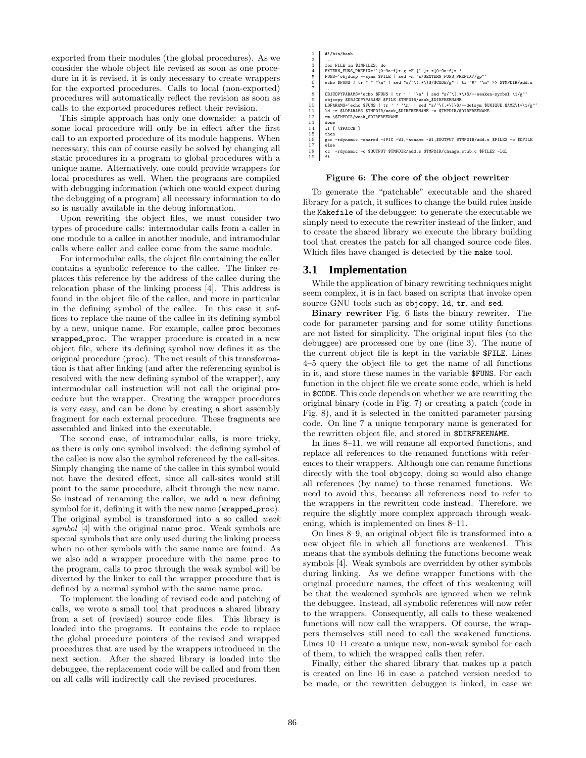exported from their modules (the global procedures). As we consider the whole object file revised as soon as one procedure in it is revised, it is only necessary to create wrappers for the exported procedures. Calls to local (non-exported) procedures will automatically reflect the revision as soon as calls to the exported procedures reflect their revision.

This simple approach has only one downside: a patch of some local procedure will only be in effect after the first call to an exported procedure of its module happens. When necessary, this can of course easily be solved by changing all static procedures in a program to global procedures with a unique name. Alternatively, one could provide wrappers for local procedures as well. When the programs are compiled with debugging information (which one would expect during the debugging of a program) all necessary information to do so is usually available in the debug information.

Upon rewriting the object files, we must consider two types of procedure calls: intermodular calls from a caller in one module to a callee in another module, and intramodular calls where caller and callee come from the same module.

For intermodular calls, the object file containing the caller contains a symbolic reference to the callee. The linker replaces this reference by the address of the callee during the relocation phase of the linking process [4]. This address is found in the object file of the callee, and more in particular in the defining symbol of the callee. In this case it suffices to replace the name of the callee in its defining symbol by a new, unique name. For example, callee `proc` becomes `wrapped_proc`. The wrapper procedure is created in a new object file, where its defining symbol now defines it as the original procedure (`proc`). The net result of this transformation is that after linking (and after the referencing symbol is resolved with the new defining symbol of the wrapper), any intermodular call instruction will not call the original procedure but the wrapper. Creating the wrapper procedures is very easy, and can be done by creating a short assembly fragment for each external procedure. These fragments are assembled and linked into the executable.

The second case, of intramodular calls, is more tricky, as there is only one symbol involved: the defining symbol of the callee is now also the symbol referenced by the call-sites. Simply changing the name of the callee in this symbol would not have the desired effect, since all call-sites would still point to the same procedure, albeit through the new name. So instead of renaming the callee, we add a new defining symbol for it, defining it with the new name (`wrapped_proc`). The original symbol is transformed into a so called *weak symbol* [4] with the original name `proc`. Weak symbols are special symbols that are only used during the linking process when no other symbols with the same name are found. As we also add a wrapper procedure with the name `proc` to the program, calls to `proc` through the weak symbol will be diverted by the linker to call the wrapper procedure that is defined by a normal symbol with the same name `proc`.

To implement the loading of revised code and patching of calls, we wrote a small tool that produces a shared library from a set of (revised) source code files. This library is loaded into the programs. It contains the code to replace the global procedure pointers of the revised and wrapped procedures that are used by the wrappers introduced in the next section. After the shared library is loaded into the debuggee, the replacement code will be called and from then on all calls will indirectly call the revised procedures.

```
1  #!/bin/bash
2  ...
3  for FILE in $INFILES; do
4  EXTERN_FUNS_PREFIX='^[0-9a-f]* g *F [^ ]* *[0-9a-f]* '
5  FUNS=`objdump --syms $FILE | sed -n "s/$EXTERN_FUNS_PREFIX//gp"`
6  echo $FUNS | tr " " "\n" | sed "s/^\(.*\)$/$CODE/g" | tr "#" "\n" >> $TMPDIR/add.s
7  ...
8  OBJCOPYPARAMS=`echo $FUNS | tr ' ' '\n' | sed "s/^\(.*\)$/--weaken-symbol \1/g"`
9  objcopy $OBJCOPYPARAMS $FILE $TMPDIR/weak_$DIRFREENAME
10 LDPARAMS=`echo $FUNS | tr ' ' '\n' | sed "s/^\(.*\)$/--defsym $UNIQUE_NAME\1=\1/g"`
11 ld -r $LDPARAMS $TMPDIR/weak_$DIRFREENAME -o $TMPDIR/$DIRFREENAME
12 rm \$TMPDIR/weak_$DIRFREENAME
13 done
14 if [ \$PATCH ]
15 then
16 gcc -rdynamic -shared -fPIC -Wl,-soname -Wl,$OUTPUT $TMPDIR/add.s $FILE2 -o $OFILE
17 else
18 cc  -rdynamic -o $OUTPUT $TMPDIR/add.s $TMPDIR/change_stub.c $FILE2 -ldl
19 fi
```

**Figure 6: The core of the object rewriter**

To generate the "patchable" executable and the shared library for a patch, it suffices to change the build rules inside the `Makefile` of the debuggee: to generate the executable we simply need to execute the rewriter instead of the linker, and to create the shared library we execute the library building tool that creates the patch for all changed source code files. Which files have changed is detected by the `make` tool.

## 3.1 Implementation

While the application of binary rewriting techniques might seem complex, it is in fact based on scripts that invoke open source GNU tools such as `objcopy`, `ld`, `tr`, and `sed`.

**Binary rewriter** Fig. 6 lists the binary rewriter. The code for parameter parsing and for some utility functions are not listed for simplicity. The original input files (to the debuggee) are processed one by one (line 3). The name of the current object file is kept in the variable `$FILE`. Lines 4–5 query the object file to get the name of all functions in it, and store these names in the variable `$FUNS`. For each function in the object file we create some code, which is held in `$CODE`. This code depends on whether we are rewriting the original binary (code in Fig. 7) or creating a patch (code in Fig. 8), and it is selected in the omitted parameter parsing code. On line 7 a unique temporary name is generated for the rewritten object file, and stored in `$DIRFREENAME`.

In lines 8–11, we will rename all exported functions, and replace all references to the renamed functions with references to their wrappers. Although one can rename functions directly with the tool `objcopy`, doing so would also change all references (by name) to those renamed functions. We need to avoid this, because all references need to refer to the wrappers in the rewritten code instead. Therefore, we require the slightly more complex approach through weakening, which is implemented on lines 8–11.

On lines 8–9, an original object file is transformed into a new object file in which all functions are weakened. This means that the symbols defining the functions become weak symbols [4]. Weak symbols are overridden by other symbols during linking. As we define wrapper functions with the original procedure names, the effect of this weakening will be that the weakened symbols are ignored when we relink the debuggee. Instead, all symbolic references will now refer to the wrappers. Consequently, all calls to these weakened functions will now call the wrappers. Of course, the wrappers themselves still need to call the weakened functions. Lines 10–11 create a unique new, non-weak symbol for each of them, to which the wrapped calls then refer.

Finally, either the shared library that makes up a patch is created on line 16 in case a patched version needed to be made, or the rewritten debuggee is linked, in case we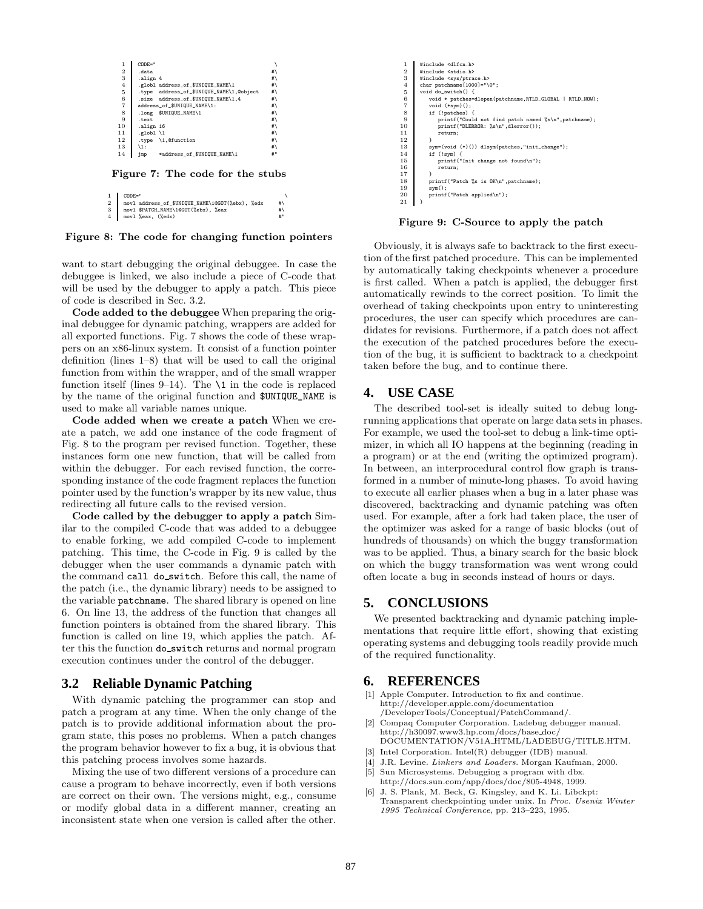```
CODE="                                              \
.data                                               #\
.align 4                                            #\
.globl address_of_$UNIQUE_NAME\1                    #\
.type  address_of_$UNIQUE_NAME\1,@object            #\
.size  address_of_$UNIQUE_NAME\1,4                  #\
address_of_$UNIQUE_NAME\1:                          #\
.long  $UNIQUE_NAME\1                               #\
.text                                               #\
.align 16                                           #\
.globl \1                                           #\
.type  \1,@function                                 #\
\1:                                                 #\
jmp    *address_of_$UNIQUE_NAME\1                   #"
```

**Figure 7: The code for the stubs**

```
CODE="                                                      \
movl address_of_$UNIQUE_NAME\1@GOT(%ebx), %edx       #\
movl $PATCH_NAME\1@GOT(%ebx), %eax                   #\
movl %eax, (%edx)                                    #"
```

**Figure 8: The code for changing function pointers**

want to start debugging the original debuggee. In case the debuggee is linked, we also include a piece of C-code that will be used by the debugger to apply a patch. This piece of code is described in Sec. 3.2.

**Code added to the debuggee** When preparing the original debuggee for dynamic patching, wrappers are added for all exported functions. Fig. 7 shows the code of these wrappers on an x86-linux system. It consist of a function pointer definition (lines 1–8) that will be used to call the original function from within the wrapper, and of the small wrapper function itself (lines 9–14). The `\1` in the code is replaced by the name of the original function and `$UNIQUE_NAME` is used to make all variable names unique.

**Code added when we create a patch** When we create a patch, we add one instance of the code fragment of Fig. 8 to the program per revised function. Together, these instances form one new function, that will be called from within the debugger. For each revised function, the corresponding instance of the code fragment replaces the function pointer used by the function's wrapper by its new value, thus redirecting all future calls to the revised version.

**Code called by the debugger to apply a patch** Similar to the compiled C-code that was added to a debuggee to enable forking, we add compiled C-code to implement patching. This time, the C-code in Fig. 9 is called by the debugger when the user commands a dynamic patch with the command `call do_switch`. Before this call, the name of the patch (i.e., the dynamic library) needs to be assigned to the variable `patchname`. The shared library is opened on line 6. On line 13, the address of the function that changes all function pointers is obtained from the shared library. This function is called on line 19, which applies the patch. After this the function `do_switch` returns and normal program execution continues under the control of the debugger.

### 3.2 Reliable Dynamic Patching

With dynamic patching the programmer can stop and patch a program at any time. When the only change of the patch is to provide additional information about the program state, this poses no problems. When a patch changes the program behavior however to fix a bug, it is obvious that this patching process involves some hazards.

Mixing the use of two different versions of a procedure can cause a program to behave incorrectly, even if both versions are correct on their own. The versions might, e.g., consume or modify global data in a different manner, creating an inconsistent state when one version is called after the other.

```
#include <dlfcn.h>
#include <stdio.h>
#include <sys/ptrace.h>
char patchname[1000]="\0";
void do_switch() {
    void * patches=dlopen(patchname,RTLD_GLOBAL | RTLD_NOW);
    void (*sym)();
    if (!patches) {
        printf("Could not find patch named %s\n",patchname);
        printf("DLERROR: %s\n",dlerror());
        return;
    }
    sym=(void (*)()) dlsym(patches,"init_change");
    if (!sym) {
        printf("Init change not found\n");
        return;
    }
    printf("Patch %s is OK\n",patchname);
    sym();
    printf("Patch applied\n");
}
```

**Figure 9: C-Source to apply the patch**

Obviously, it is always safe to backtrack to the first execution of the first patched procedure. This can be implemented by automatically taking checkpoints whenever a procedure is first called. When a patch is applied, the debugger first automatically rewinds to the correct position. To limit the overhead of taking checkpoints upon entry to uninteresting procedures, the user can specify which procedures are candidates for revisions. Furthermore, if a patch does not affect the execution of the patched procedures before the execution of the bug, it is sufficient to backtrack to a checkpoint taken before the bug, and to continue there.

## 4. USE CASE

The described tool-set is ideally suited to debug long-running applications that operate on large data sets in phases. For example, we used the tool-set to debug a link-time optimizer, in which all IO happens at the beginning (reading in a program) or at the end (writing the optimized program). In between, an interprocedural control flow graph is transformed in a number of minute-long phases. To avoid having to execute all earlier phases when a bug in a later phase was discovered, backtracking and dynamic patching was often used. For example, after a fork had taken place, the user of the optimizer was asked for a range of basic blocks (out of hundreds of thousands) on which the buggy transformation was to be applied. Thus, a binary search for the basic block on which the buggy transformation was went wrong could often locate a bug in seconds instead of hours or days.

## 5. CONCLUSIONS

We presented backtracking and dynamic patching implementations that require little effort, showing that existing operating systems and debugging tools readily provide much of the required functionality.

## 6. REFERENCES

[1] Apple Computer. Introduction to fix and continue. http://developer.apple.com/documentation /DeveloperTools/Conceptual/PatchCommand/.

[2] Compaq Computer Corporation. Ladebug debugger manual. http://h30097.www3.hp.com/docs/base_doc/ DOCUMENTATION/V51A_HTML/LADEBUG/TITLE.HTM.

[3] Intel Corporation. Intel(R) debugger (IDB) manual.

[4] J.R. Levine. *Linkers and Loaders*. Morgan Kaufman, 2000.

[5] Sun Microsystems. Debugging a program with dbx. http://docs.sun.com/app/docs/doc/805-4948, 1999.

[6] J. S. Plank, M. Beck, G. Kingsley, and K. Li. Libckpt: Transparent checkpointing under unix. In *Proc. Usenix Winter 1995 Technical Conference*, pp. 213–223, 1995.